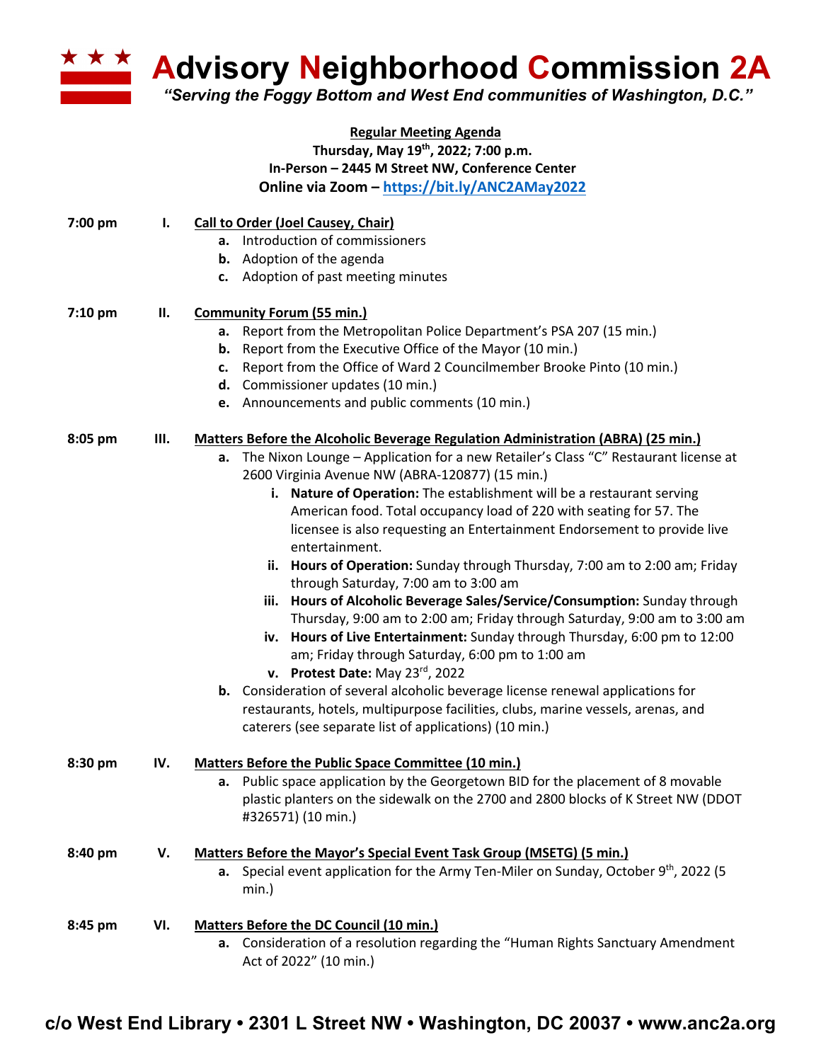# Advisory Neighborhood Commission 2A

*"Serving the Foggy Bottom and West End communities of Washington, D.C."*

**Regular Meeting Agenda**
**Thursday, May 19th, 2022; 7:00 p.m.**
**In-Person – 2445 M Street NW, Conference Center**
**Online via Zoom – https://bit.ly/ANC2AMay2022**

**7:00 pm — I. Call to Order (Joel Causey, Chair)**

- **a.** Introduction of commissioners
- **b.** Adoption of the agenda
- **c.** Adoption of past meeting minutes

**7:10 pm — II. Community Forum (55 min.)**

- **a.** Report from the Metropolitan Police Department's PSA 207 (15 min.)
- **b.** Report from the Executive Office of the Mayor (10 min.)
- **c.** Report from the Office of Ward 2 Councilmember Brooke Pinto (10 min.)
- **d.** Commissioner updates (10 min.)
- **e.** Announcements and public comments (10 min.)

**8:05 pm — III. Matters Before the Alcoholic Beverage Regulation Administration (ABRA) (25 min.)**

- **a.** The Nixon Lounge – Application for a new Retailer's Class "C" Restaurant license at 2600 Virginia Avenue NW (ABRA-120877) (15 min.)
  - **i. Nature of Operation:** The establishment will be a restaurant serving American food. Total occupancy load of 220 with seating for 57. The licensee is also requesting an Entertainment Endorsement to provide live entertainment.
  - **ii. Hours of Operation:** Sunday through Thursday, 7:00 am to 2:00 am; Friday through Saturday, 7:00 am to 3:00 am
  - **iii. Hours of Alcoholic Beverage Sales/Service/Consumption:** Sunday through Thursday, 9:00 am to 2:00 am; Friday through Saturday, 9:00 am to 3:00 am
  - **iv. Hours of Live Entertainment:** Sunday through Thursday, 6:00 pm to 12:00 am; Friday through Saturday, 6:00 pm to 1:00 am
  - **v. Protest Date:** May 23rd, 2022
- **b.** Consideration of several alcoholic beverage license renewal applications for restaurants, hotels, multipurpose facilities, clubs, marine vessels, arenas, and caterers (see separate list of applications) (10 min.)

**8:30 pm — IV. Matters Before the Public Space Committee (10 min.)**

- **a.** Public space application by the Georgetown BID for the placement of 8 movable plastic planters on the sidewalk on the 2700 and 2800 blocks of K Street NW (DDOT #326571) (10 min.)

**8:40 pm — V. Matters Before the Mayor's Special Event Task Group (MSETG) (5 min.)**

- **a.** Special event application for the Army Ten-Miler on Sunday, October 9th, 2022 (5 min.)

**8:45 pm — VI. Matters Before the DC Council (10 min.)**

- **a.** Consideration of a resolution regarding the "Human Rights Sanctuary Amendment Act of 2022" (10 min.)

**c/o West End Library • 2301 L Street NW • Washington, DC 20037 • www.anc2a.org**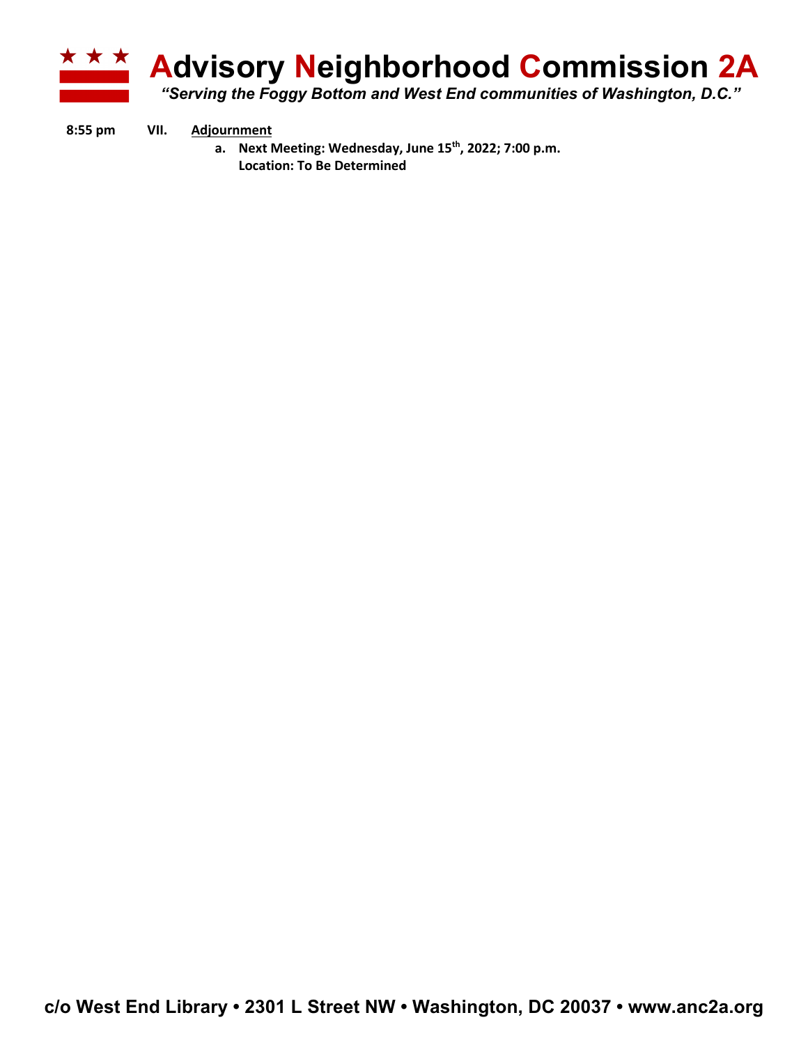**8:55 pm VII. Adjournment**

a. **Next Meeting: Wednesday, June 15th, 2022; 7:00 p.m.**
   **Location: To Be Determined**